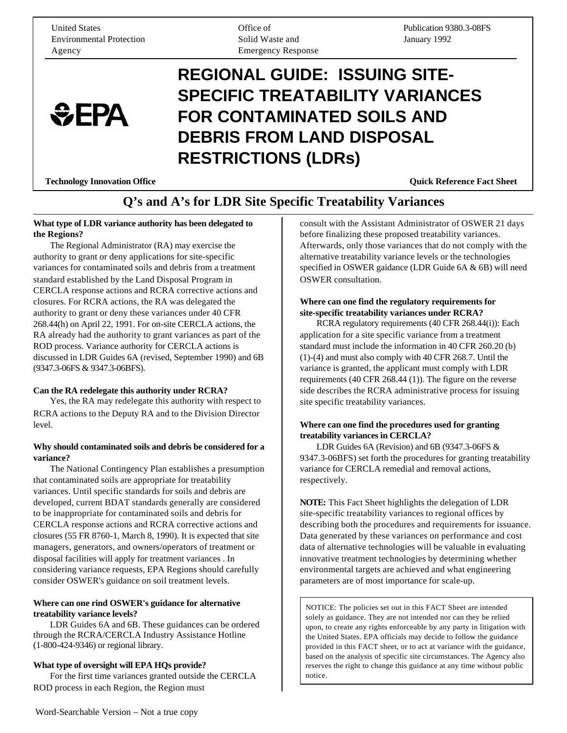United States Environmental Protection Agency | Office of Solid Waste and Emergency Response | Publication 9380.3-08FS January 1992

# REGIONAL GUIDE: ISSUING SITE-SPECIFIC TREATABILITY VARIANCES FOR CONTAMINATED SOILS AND DEBRIS FROM LAND DISPOSAL RESTRICTIONS (LDRs)

**Technology Innovation Office** — **Quick Reference Fact Sheet**

## Q's and A's for LDR Site Specific Treatability Variances

**What type of LDR variance authority has been delegated to the Regions?**

The Regional Administrator (RA) may exercise the authority to grant or deny applications for site-specific variances for contaminated soils and debris from a treatment standard established by the Land Disposal Program in CERCLA response actions and RCRA corrective actions and closures. For RCRA actions, the RA was delegated the authority to grant or deny these variances under 40 CFR 268.44(h) on April 22, 1991. For on-site CERCLA actions, the RA already had the authority to grant variances as part of the ROD process. Variance authority for CERCLA actions is discussed in LDR Guides 6A (revised, September 1990) and 6B (9347.3-06FS & 9347.3-06BFS).

**Can the RA redelegate this authority under RCRA?**

Yes, the RA may redelegate this authority with respect to RCRA actions to the Deputy RA and to the Division Director level.

**Why should contaminated soils and debris be considered for a variance?**

The National Contingency Plan establishes a presumption that contaminated soils are appropriate for treatability variances. Until specific standards for soils and debris are developed, current BDAT standards generally are considered to be inappropriate for contaminated soils and debris for CERCLA response actions and RCRA corrective actions and closures (55 FR 8760-1, March 8, 1990). It is expected that site managers, generators, and owners/operators of treatment or disposal facilities will apply for treatment variances . In considering variance requests, EPA Regions should carefully consider OSWER's guidance on soil treatment levels.

**Where can one rind OSWER's guidance for alternative treatability variance levels?**

LDR Guides 6A and 6B. These guidances can be ordered through the RCRA/CERCLA Industry Assistance Hotline (1-800-424-9346) or regional library.

**What type of oversight will EPA HQs provide?**

For the first time variances granted outside the CERCLA ROD process in each Region, the Region must consult with the Assistant Administrator of OSWER 21 days before finalizing these proposed treatability variances. Afterwards, only those variances that do not comply with the alternative treatability variance levels or the technologies specified in OSWER gaidance (LDR Guide 6A & 6B) will need OSWER consultation.

**Where can one find the regulatory requirements for site-specific treatability variances under RCRA?**

RCRA regulatory requirements (40 CFR 268.44(i)): Each application for a site specific variance from a treatment standard must include the information in 40 CFR 260.20 (b) (1)-(4) and must also comply with 40 CFR 268.7. Until the variance is granted, the applicant must comply with LDR requirements (40 CFR 268.44 (1)). The figure on the reverse side describes the RCRA administrative process for issuing site specific treatability variances.

**Where can one find the procedures used for granting treatability variances in CERCLA?**

LDR Guides 6A (Revision) and 6B (9347.3-06FS & 9347.3-06BFS) set forth the procedures for granting treatability variance for CERCLA remedial and removal actions, respectively.

**NOTE:** This Fact Sheet highlights the delegation of LDR site-specific treatability variances to regional offices by describing both the procedures and requirements for issuance. Data generated by these variances on performance and cost data of alternative technologies will be valuable in evaluating innovative treatment technologies by determining whether environmental targets are achieved and what engineering parameters are of most importance for scale-up.

NOTICE: The policies set out in this FACT Sheet are intended solely as guidance. They are not intended nor can they be relied upon, to create any rights enforceable by any party in litigation with the United States. EPA officials may decide to follow the guidance provided in this FACT sheet, or to act at variance with the guidance, based on the analysis of specific site circumstances. The Agency also reserves the right to change this guidance at any time without public notice.

Word-Searchable Version – Not a true copy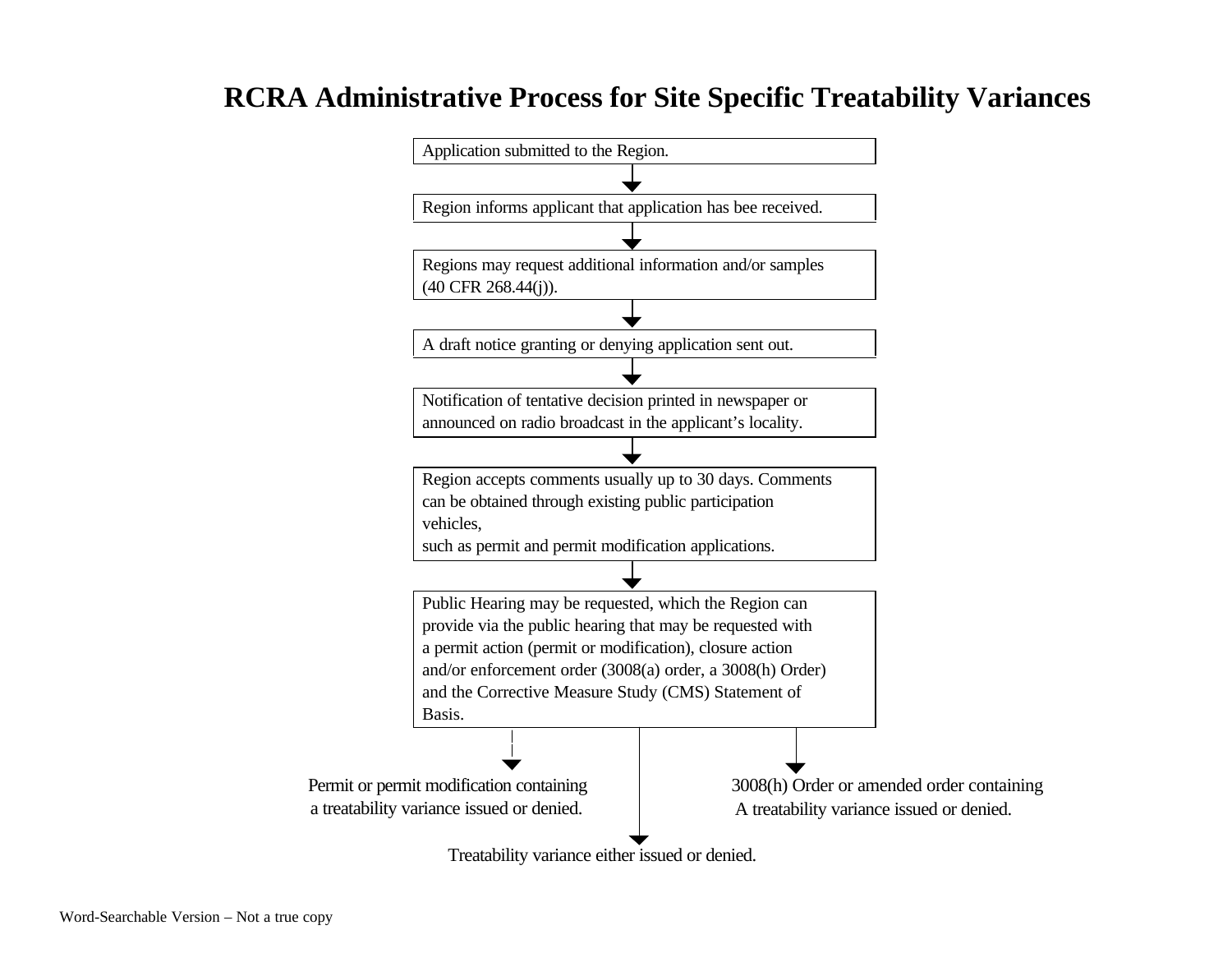# RCRA Administrative Process for Site Specific Treatability Variances

Application submitted to the Region.

Region informs applicant that application has bee received.

Regions may request additional information and/or samples (40 CFR 268.44(j)).

A draft notice granting or denying application sent out.

Notification of tentative decision printed in newspaper or announced on radio broadcast in the applicant's locality.

Region accepts comments usually up to 30 days. Comments can be obtained through existing public participation vehicles,
such as permit and permit modification applications.

Public Hearing may be requested, which the Region can provide via the public hearing that may be requested with a permit action (permit or modification), closure action and/or enforcement order (3008(a) order, a 3008(h) Order) and the Corrective Measure Study (CMS) Statement of Basis.

Permit or permit modification containing a treatability variance issued or denied.

3008(h) Order or amended order containing A treatability variance issued or denied.

Treatability variance either issued or denied.

Word-Searchable Version – Not a true copy